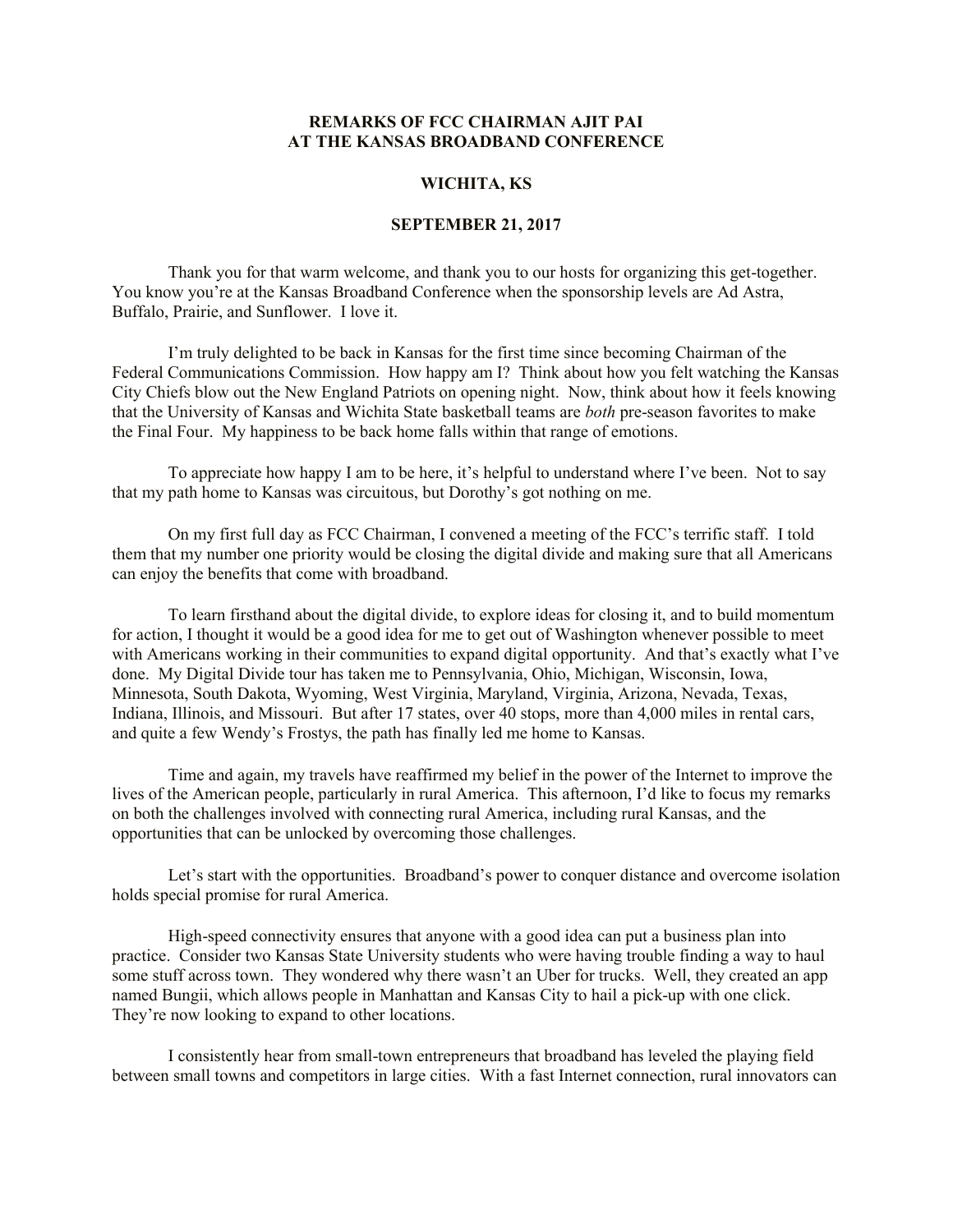**REMARKS OF FCC CHAIRMAN AJIT PAI**
**AT THE KANSAS BROADBAND CONFERENCE**

**WICHITA, KS**

**SEPTEMBER 21, 2017**

Thank you for that warm welcome, and thank you to our hosts for organizing this get-together. You know you're at the Kansas Broadband Conference when the sponsorship levels are Ad Astra, Buffalo, Prairie, and Sunflower. I love it.

I'm truly delighted to be back in Kansas for the first time since becoming Chairman of the Federal Communications Commission. How happy am I? Think about how you felt watching the Kansas City Chiefs blow out the New England Patriots on opening night. Now, think about how it feels knowing that the University of Kansas and Wichita State basketball teams are *both* pre-season favorites to make the Final Four. My happiness to be back home falls within that range of emotions.

To appreciate how happy I am to be here, it's helpful to understand where I've been. Not to say that my path home to Kansas was circuitous, but Dorothy's got nothing on me.

On my first full day as FCC Chairman, I convened a meeting of the FCC's terrific staff. I told them that my number one priority would be closing the digital divide and making sure that all Americans can enjoy the benefits that come with broadband.

To learn firsthand about the digital divide, to explore ideas for closing it, and to build momentum for action, I thought it would be a good idea for me to get out of Washington whenever possible to meet with Americans working in their communities to expand digital opportunity. And that's exactly what I've done. My Digital Divide tour has taken me to Pennsylvania, Ohio, Michigan, Wisconsin, Iowa, Minnesota, South Dakota, Wyoming, West Virginia, Maryland, Virginia, Arizona, Nevada, Texas, Indiana, Illinois, and Missouri. But after 17 states, over 40 stops, more than 4,000 miles in rental cars, and quite a few Wendy's Frostys, the path has finally led me home to Kansas.

Time and again, my travels have reaffirmed my belief in the power of the Internet to improve the lives of the American people, particularly in rural America. This afternoon, I'd like to focus my remarks on both the challenges involved with connecting rural America, including rural Kansas, and the opportunities that can be unlocked by overcoming those challenges.

Let's start with the opportunities. Broadband's power to conquer distance and overcome isolation holds special promise for rural America.

High-speed connectivity ensures that anyone with a good idea can put a business plan into practice. Consider two Kansas State University students who were having trouble finding a way to haul some stuff across town. They wondered why there wasn't an Uber for trucks. Well, they created an app named Bungii, which allows people in Manhattan and Kansas City to hail a pick-up with one click. They're now looking to expand to other locations.

I consistently hear from small-town entrepreneurs that broadband has leveled the playing field between small towns and competitors in large cities. With a fast Internet connection, rural innovators can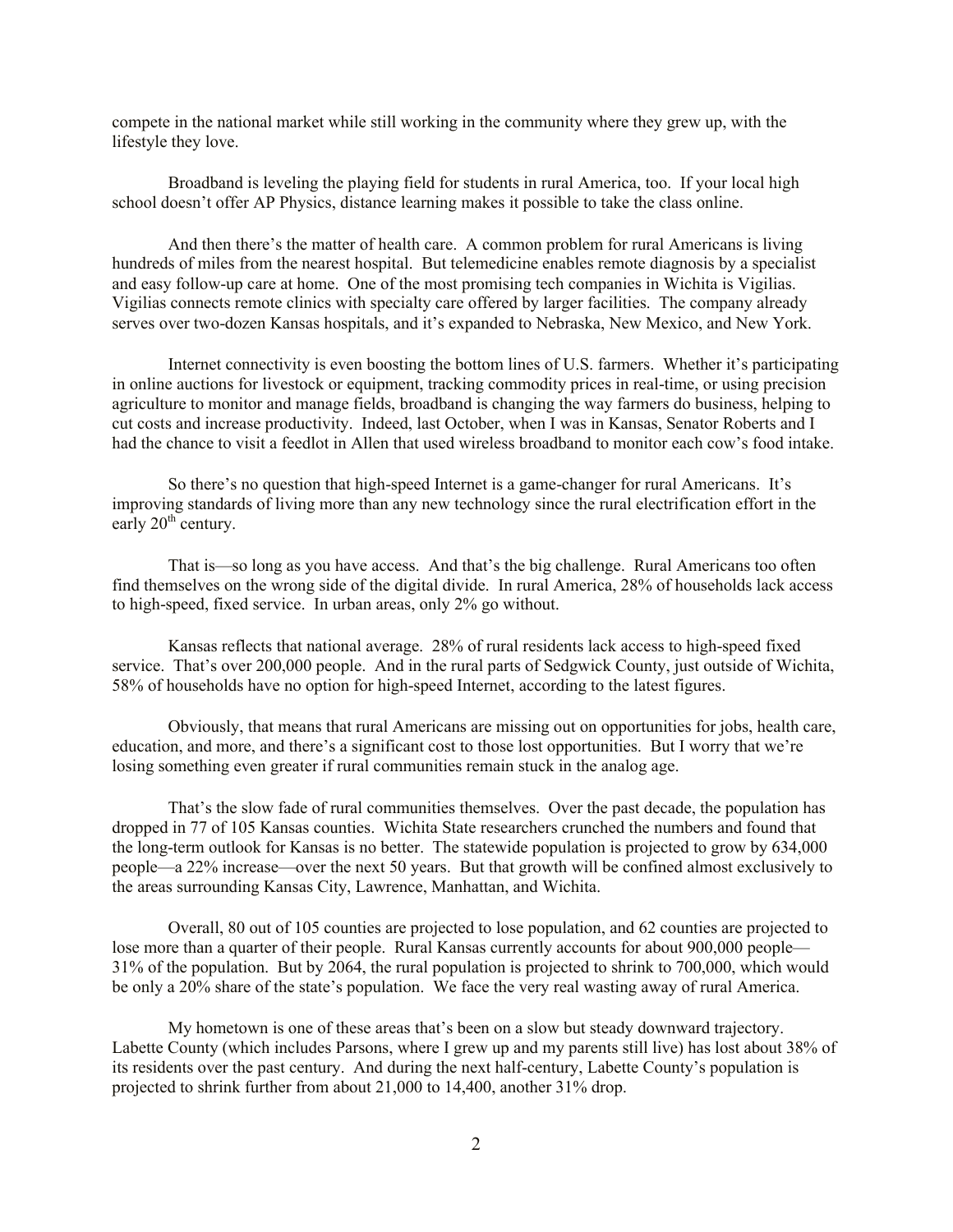compete in the national market while still working in the community where they grew up, with the lifestyle they love.

Broadband is leveling the playing field for students in rural America, too. If your local high school doesn't offer AP Physics, distance learning makes it possible to take the class online.

And then there's the matter of health care. A common problem for rural Americans is living hundreds of miles from the nearest hospital. But telemedicine enables remote diagnosis by a specialist and easy follow-up care at home. One of the most promising tech companies in Wichita is Vigilias. Vigilias connects remote clinics with specialty care offered by larger facilities. The company already serves over two-dozen Kansas hospitals, and it's expanded to Nebraska, New Mexico, and New York.

Internet connectivity is even boosting the bottom lines of U.S. farmers. Whether it's participating in online auctions for livestock or equipment, tracking commodity prices in real-time, or using precision agriculture to monitor and manage fields, broadband is changing the way farmers do business, helping to cut costs and increase productivity. Indeed, last October, when I was in Kansas, Senator Roberts and I had the chance to visit a feedlot in Allen that used wireless broadband to monitor each cow's food intake.

So there's no question that high-speed Internet is a game-changer for rural Americans. It's improving standards of living more than any new technology since the rural electrification effort in the early 20th century.

That is—so long as you have access. And that's the big challenge. Rural Americans too often find themselves on the wrong side of the digital divide. In rural America, 28% of households lack access to high-speed, fixed service. In urban areas, only 2% go without.

Kansas reflects that national average. 28% of rural residents lack access to high-speed fixed service. That's over 200,000 people. And in the rural parts of Sedgwick County, just outside of Wichita, 58% of households have no option for high-speed Internet, according to the latest figures.

Obviously, that means that rural Americans are missing out on opportunities for jobs, health care, education, and more, and there's a significant cost to those lost opportunities. But I worry that we're losing something even greater if rural communities remain stuck in the analog age.

That's the slow fade of rural communities themselves. Over the past decade, the population has dropped in 77 of 105 Kansas counties. Wichita State researchers crunched the numbers and found that the long-term outlook for Kansas is no better. The statewide population is projected to grow by 634,000 people—a 22% increase—over the next 50 years. But that growth will be confined almost exclusively to the areas surrounding Kansas City, Lawrence, Manhattan, and Wichita.

Overall, 80 out of 105 counties are projected to lose population, and 62 counties are projected to lose more than a quarter of their people. Rural Kansas currently accounts for about 900,000 people—31% of the population. But by 2064, the rural population is projected to shrink to 700,000, which would be only a 20% share of the state's population. We face the very real wasting away of rural America.

My hometown is one of these areas that's been on a slow but steady downward trajectory. Labette County (which includes Parsons, where I grew up and my parents still live) has lost about 38% of its residents over the past century. And during the next half-century, Labette County's population is projected to shrink further from about 21,000 to 14,400, another 31% drop.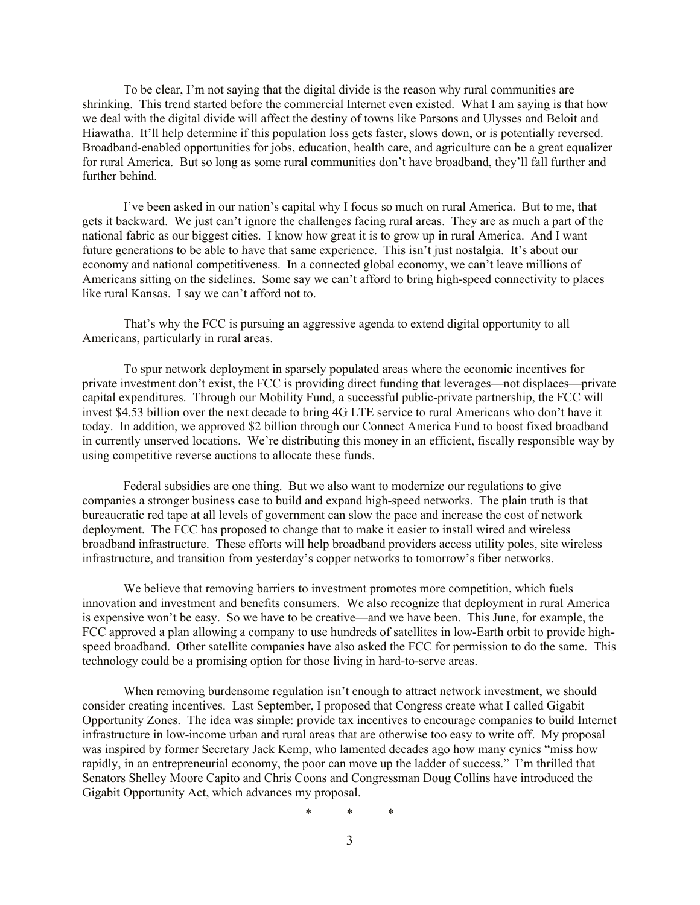To be clear, I'm not saying that the digital divide is the reason why rural communities are shrinking. This trend started before the commercial Internet even existed. What I am saying is that how we deal with the digital divide will affect the destiny of towns like Parsons and Ulysses and Beloit and Hiawatha. It'll help determine if this population loss gets faster, slows down, or is potentially reversed. Broadband-enabled opportunities for jobs, education, health care, and agriculture can be a great equalizer for rural America. But so long as some rural communities don't have broadband, they'll fall further and further behind.

I've been asked in our nation's capital why I focus so much on rural America. But to me, that gets it backward. We just can't ignore the challenges facing rural areas. They are as much a part of the national fabric as our biggest cities. I know how great it is to grow up in rural America. And I want future generations to be able to have that same experience. This isn't just nostalgia. It's about our economy and national competitiveness. In a connected global economy, we can't leave millions of Americans sitting on the sidelines. Some say we can't afford to bring high-speed connectivity to places like rural Kansas. I say we can't afford not to.

That's why the FCC is pursuing an aggressive agenda to extend digital opportunity to all Americans, particularly in rural areas.

To spur network deployment in sparsely populated areas where the economic incentives for private investment don't exist, the FCC is providing direct funding that leverages—not displaces—private capital expenditures. Through our Mobility Fund, a successful public-private partnership, the FCC will invest $4.53 billion over the next decade to bring 4G LTE service to rural Americans who don't have it today. In addition, we approved $2 billion through our Connect America Fund to boost fixed broadband in currently unserved locations. We're distributing this money in an efficient, fiscally responsible way by using competitive reverse auctions to allocate these funds.

Federal subsidies are one thing. But we also want to modernize our regulations to give companies a stronger business case to build and expand high-speed networks. The plain truth is that bureaucratic red tape at all levels of government can slow the pace and increase the cost of network deployment. The FCC has proposed to change that to make it easier to install wired and wireless broadband infrastructure. These efforts will help broadband providers access utility poles, site wireless infrastructure, and transition from yesterday's copper networks to tomorrow's fiber networks.

We believe that removing barriers to investment promotes more competition, which fuels innovation and investment and benefits consumers. We also recognize that deployment in rural America is expensive won't be easy. So we have to be creative—and we have been. This June, for example, the FCC approved a plan allowing a company to use hundreds of satellites in low-Earth orbit to provide high-speed broadband. Other satellite companies have also asked the FCC for permission to do the same. This technology could be a promising option for those living in hard-to-serve areas.

When removing burdensome regulation isn't enough to attract network investment, we should consider creating incentives. Last September, I proposed that Congress create what I called Gigabit Opportunity Zones. The idea was simple: provide tax incentives to encourage companies to build Internet infrastructure in low-income urban and rural areas that are otherwise too easy to write off. My proposal was inspired by former Secretary Jack Kemp, who lamented decades ago how many cynics "miss how rapidly, in an entrepreneurial economy, the poor can move up the ladder of success." I'm thrilled that Senators Shelley Moore Capito and Chris Coons and Congressman Doug Collins have introduced the Gigabit Opportunity Act, which advances my proposal.

\* \* \*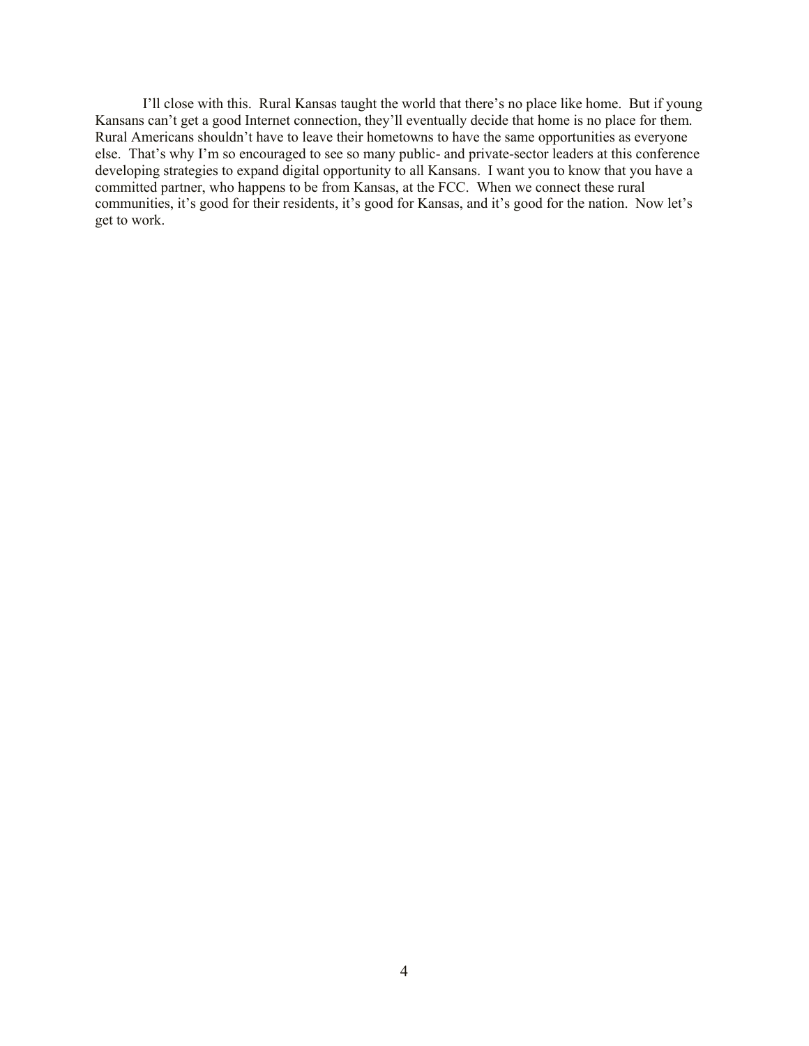I'll close with this. Rural Kansas taught the world that there's no place like home. But if young Kansans can't get a good Internet connection, they'll eventually decide that home is no place for them. Rural Americans shouldn't have to leave their hometowns to have the same opportunities as everyone else. That's why I'm so encouraged to see so many public- and private-sector leaders at this conference developing strategies to expand digital opportunity to all Kansans. I want you to know that you have a committed partner, who happens to be from Kansas, at the FCC. When we connect these rural communities, it's good for their residents, it's good for Kansas, and it's good for the nation. Now let's get to work.